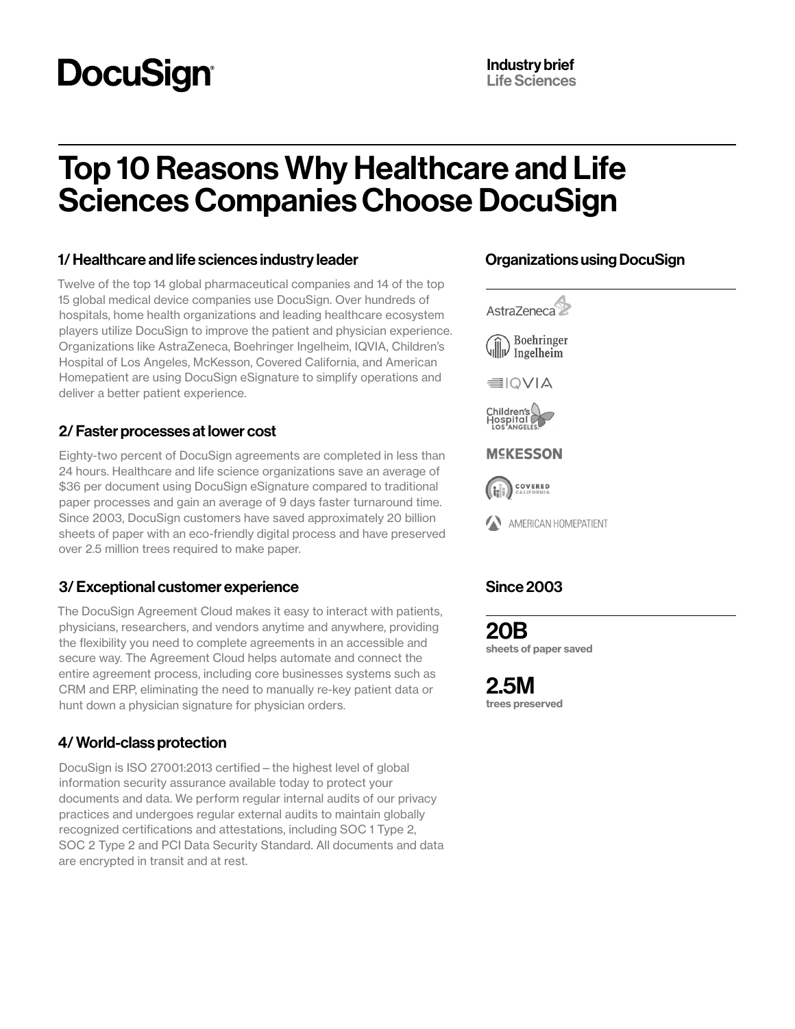# DocuSign

**Industry brief**
**Life Sciences**

## Top 10 Reasons Why Healthcare and Life Sciences Companies Choose DocuSign

### 1/ Healthcare and life sciences industry leader

Twelve of the top 14 global pharmaceutical companies and 14 of the top 15 global medical device companies use DocuSign. Over hundreds of hospitals, home health organizations and leading healthcare ecosystem players utilize DocuSign to improve the patient and physician experience. Organizations like AstraZeneca, Boehringer Ingelheim, IQVIA, Children's Hospital of Los Angeles, McKesson, Covered California, and American Homepatient are using DocuSign eSignature to simplify operations and deliver a better patient experience.

### 2/ Faster processes at lower cost

Eighty-two percent of DocuSign agreements are completed in less than 24 hours. Healthcare and life science organizations save an average of $36 per document using DocuSign eSignature compared to traditional paper processes and gain an average of 9 days faster turnaround time. Since 2003, DocuSign customers have saved approximately 20 billion sheets of paper with an eco-friendly digital process and have preserved over 2.5 million trees required to make paper.

### 3/ Exceptional customer experience

The DocuSign Agreement Cloud makes it easy to interact with patients, physicians, researchers, and vendors anytime and anywhere, providing the flexibility you need to complete agreements in an accessible and secure way. The Agreement Cloud helps automate and connect the entire agreement process, including core businesses systems such as CRM and ERP, eliminating the need to manually re-key patient data or hunt down a physician signature for physician orders.

### 4/ World-class protection

DocuSign is ISO 27001:2013 certified – the highest level of global information security assurance available today to protect your documents and data. We perform regular internal audits of our privacy practices and undergoes regular external audits to maintain globally recognized certifications and attestations, including SOC 1 Type 2, SOC 2 Type 2 and PCI Data Security Standard. All documents and data are encrypted in transit and at rest.

### Organizations using DocuSign

- AstraZeneca
- Boehringer Ingelheim
- IQVIA
- Children's Hospital Los Angeles
- McKesson
- Covered California
- American Homepatient

### Since 2003

**20B**
sheets of paper saved

**2.5M**
trees preserved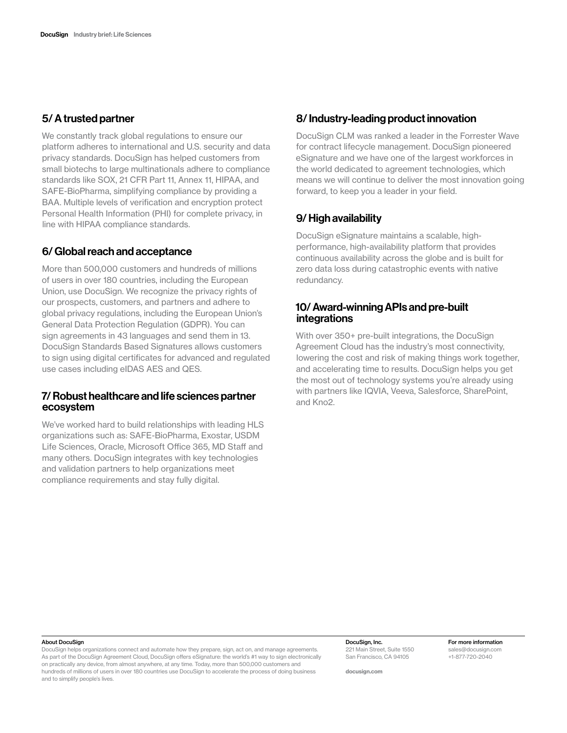## 5/ A trusted partner

We constantly track global regulations to ensure our platform adheres to international and U.S. security and data privacy standards. DocuSign has helped customers from small biotechs to large multinationals adhere to compliance standards like SOX, 21 CFR Part 11, Annex 11, HIPAA, and SAFE-BioPharma, simplifying compliance by providing a BAA. Multiple levels of verification and encryption protect Personal Health Information (PHI) for complete privacy, in line with HIPAA compliance standards.

## 6/ Global reach and acceptance

More than 500,000 customers and hundreds of millions of users in over 180 countries, including the European Union, use DocuSign. We recognize the privacy rights of our prospects, customers, and partners and adhere to global privacy regulations, including the European Union's General Data Protection Regulation (GDPR). You can sign agreements in 43 languages and send them in 13. DocuSign Standards Based Signatures allows customers to sign using digital certificates for advanced and regulated use cases including eIDAS AES and QES.

## 7/ Robust healthcare and life sciences partner ecosystem

We've worked hard to build relationships with leading HLS organizations such as: SAFE-BioPharma, Exostar, USDM Life Sciences, Oracle, Microsoft Office 365, MD Staff and many others. DocuSign integrates with key technologies and validation partners to help organizations meet compliance requirements and stay fully digital.

## 8/ Industry-leading product innovation

DocuSign CLM was ranked a leader in the Forrester Wave for contract lifecycle management. DocuSign pioneered eSignature and we have one of the largest workforces in the world dedicated to agreement technologies, which means we will continue to deliver the most innovation going forward, to keep you a leader in your field.

## 9/ High availability

DocuSign eSignature maintains a scalable, high-performance, high-availability platform that provides continuous availability across the globe and is built for zero data loss during catastrophic events with native redundancy.

## 10/ Award-winning APIs and pre-built integrations

With over 350+ pre-built integrations, the DocuSign Agreement Cloud has the industry's most connectivity, lowering the cost and risk of making things work together, and accelerating time to results. DocuSign helps you get the most out of technology systems you're already using with partners like IQVIA, Veeva, Salesforce, SharePoint, and Kno2.

**About DocuSign**

DocuSign helps organizations connect and automate how they prepare, sign, act on, and manage agreements. As part of the DocuSign Agreement Cloud, DocuSign offers eSignature: the world's #1 way to sign electronically on practically any device, from almost anywhere, at any time. Today, more than 500,000 customers and hundreds of millions of users in over 180 countries use DocuSign to accelerate the process of doing business and to simplify people's lives.

**DocuSign, Inc.**

221 Main Street, Suite 1550
San Francisco, CA 94105

**docusign.com**

**For more information**

sales@docusign.com
+1-877-720-2040